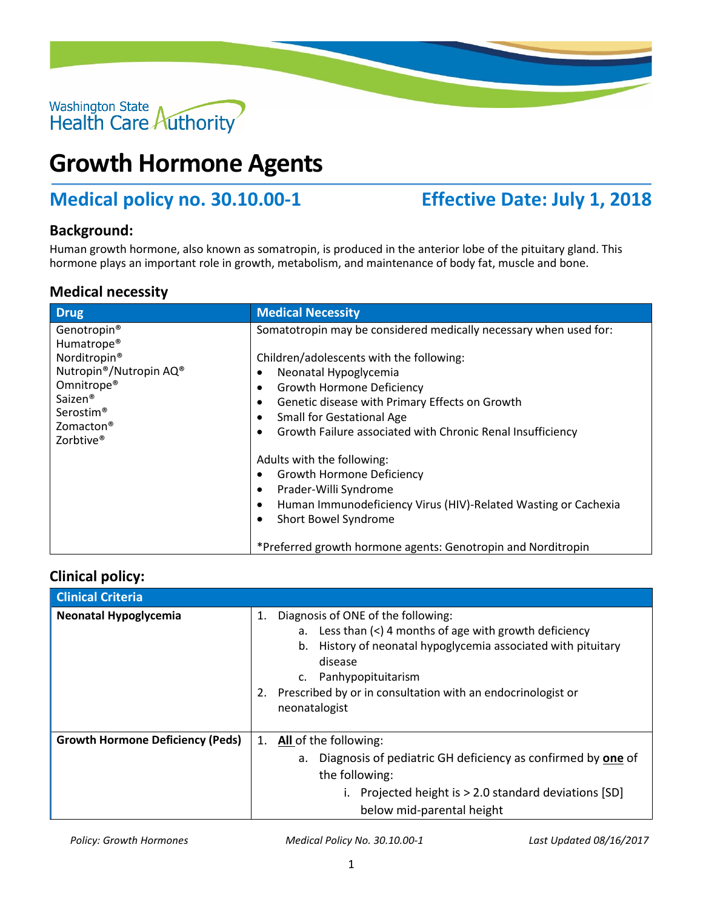Washington State Health Care Authority

# Growth Hormone Agents

## Medical policy no. 30.10.00-1 — Effective Date: July 1, 2018

### Background:

Human growth hormone, also known as somatropin, is produced in the anterior lobe of the pituitary gland. This hormone plays an important role in growth, metabolism, and maintenance of body fat, muscle and bone.

### Medical necessity

| Drug | Medical Necessity |
|---|---|
| Genotropin®<br>Humatrope®<br>Norditropin®<br>Nutropin®/Nutropin AQ®<br>Omnitrope®<br>Saizen®<br>Serostim®<br>Zomacton®<br>Zorbtive® | Somatotropin may be considered medically necessary when used for:<br><br>Children/adolescents with the following:<br>• Neonatal Hypoglycemia<br>• Growth Hormone Deficiency<br>• Genetic disease with Primary Effects on Growth<br>• Small for Gestational Age<br>• Growth Failure associated with Chronic Renal Insufficiency<br><br>Adults with the following:<br>• Growth Hormone Deficiency<br>• Prader-Willi Syndrome<br>• Human Immunodeficiency Virus (HIV)-Related Wasting or Cachexia<br>• Short Bowel Syndrome<br><br>*Preferred growth hormone agents: Genotropin and Norditropin |

### Clinical policy:

| Clinical Criteria | |
|---|---|
| **Neonatal Hypoglycemia** | 1. Diagnosis of ONE of the following:<br>  a. Less than (<) 4 months of age with growth deficiency<br>  b. History of neonatal hypoglycemia associated with pituitary disease<br>  c. Panhypopituitarism<br>2. Prescribed by or in consultation with an endocrinologist or neonatalogist |
| **Growth Hormone Deficiency (Peds)** | 1. **All** of the following:<br>  a. Diagnosis of pediatric GH deficiency as confirmed by **one** of the following:<br>    i. Projected height is > 2.0 standard deviations [SD] below mid-parental height |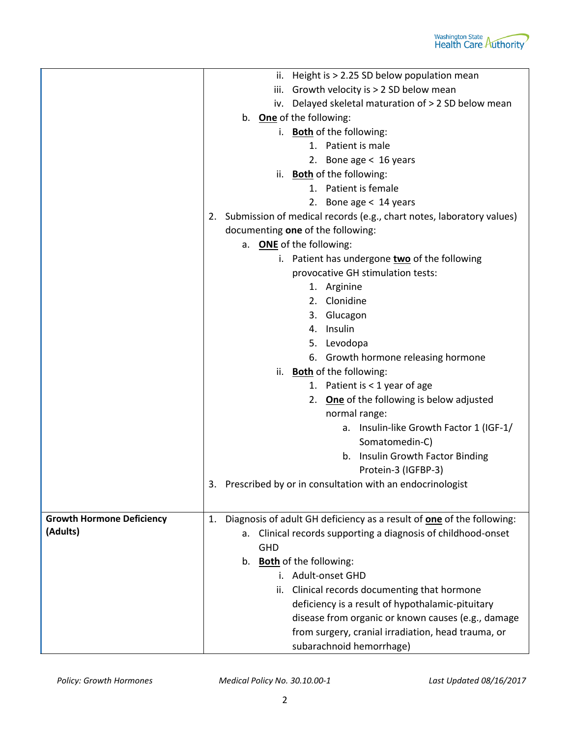| | |
|---|---|
| | ii. Height is > 2.25 SD below population mean<br>iii. Growth velocity is > 2 SD below mean<br>iv. Delayed skeletal maturation of > 2 SD below mean<br>b. **One** of the following:<br>i. **Both** of the following:<br>1. Patient is male<br>2. Bone age < 16 years<br>ii. **Both** of the following:<br>1. Patient is female<br>2. Bone age < 14 years<br>2. Submission of medical records (e.g., chart notes, laboratory values) documenting **one** of the following:<br>a. **ONE** of the following:<br>i. Patient has undergone **two** of the following provocative GH stimulation tests:<br>1. Arginine<br>2. Clonidine<br>3. Glucagon<br>4. Insulin<br>5. Levodopa<br>6. Growth hormone releasing hormone<br>ii. **Both** of the following:<br>1. Patient is < 1 year of age<br>2. **One** of the following is below adjusted normal range:<br>a. Insulin-like Growth Factor 1 (IGF-1/ Somatomedin-C)<br>b. Insulin Growth Factor Binding Protein-3 (IGFBP-3)<br>3. Prescribed by or in consultation with an endocrinologist |
| **Growth Hormone Deficiency (Adults)** | 1. Diagnosis of adult GH deficiency as a result of **one** of the following:<br>a. Clinical records supporting a diagnosis of childhood-onset GHD<br>b. **Both** of the following:<br>i. Adult-onset GHD<br>ii. Clinical records documenting that hormone deficiency is a result of hypothalamic-pituitary disease from organic or known causes (e.g., damage from surgery, cranial irradiation, head trauma, or subarachnoid hemorrhage) |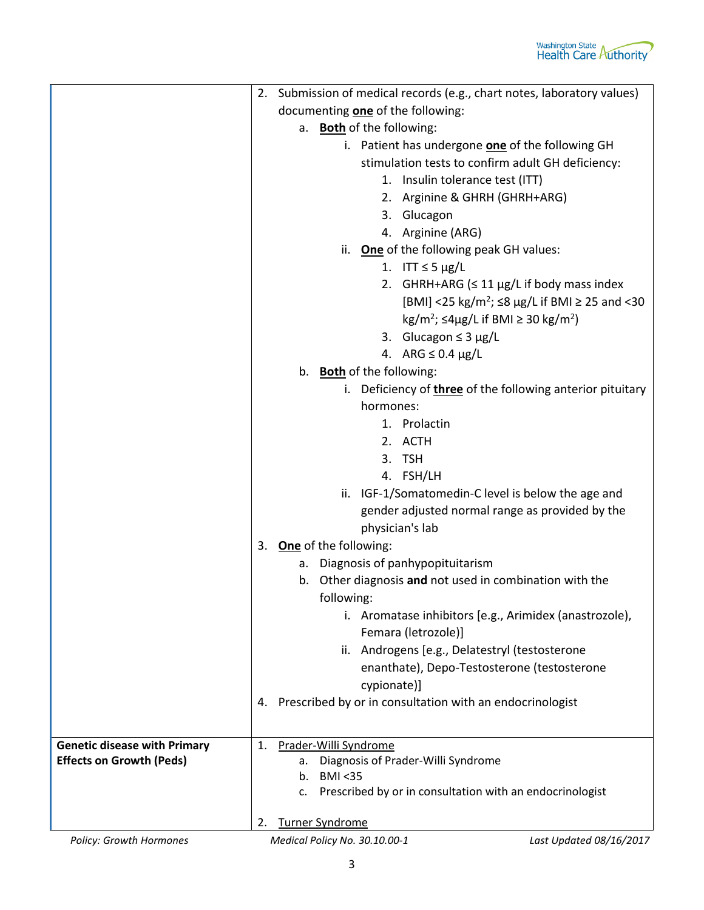| | |
|---|---|
| | 2. Submission of medical records (e.g., chart notes, laboratory values) documenting **one** of the following:<br>  a. **Both** of the following:<br>    i. Patient has undergone **one** of the following GH stimulation tests to confirm adult GH deficiency:<br>      1. Insulin tolerance test (ITT)<br>      2. Arginine & GHRH (GHRH+ARG)<br>      3. Glucagon<br>      4. Arginine (ARG)<br>    ii. **One** of the following peak GH values:<br>      1. ITT ≤ 5 μg/L<br>      2. GHRH+ARG (≤ 11 μg/L if body mass index [BMI] <25 $kg/m^2$; ≤8 μg/L if BMI ≥ 25 and <30 $kg/m^2$; ≤4μg/L if BMI ≥ 30 $kg/m^2$)<br>      3. Glucagon ≤ 3 μg/L<br>      4. ARG ≤ 0.4 μg/L<br>  b. **Both** of the following:<br>    i. Deficiency of **three** of the following anterior pituitary hormones:<br>      1. Prolactin<br>      2. ACTH<br>      3. TSH<br>      4. FSH/LH<br>    ii. IGF-1/Somatomedin-C level is below the age and gender adjusted normal range as provided by the physician's lab<br>3. **One** of the following:<br>  a. Diagnosis of panhypopituitarism<br>  b. Other diagnosis **and** not used in combination with the following:<br>    i. Aromatase inhibitors [e.g., Arimidex (anastrozole), Femara (letrozole)]<br>    ii. Androgens [e.g., Delatestryl (testosterone enanthate), Depo-Testosterone (testosterone cypionate)]<br>4. Prescribed by or in consultation with an endocrinologist |
| **Genetic disease with Primary Effects on Growth (Peds)** | 1. Prader-Willi Syndrome<br>  a. Diagnosis of Prader-Willi Syndrome<br>  b. BMI <35<br>  c. Prescribed by or in consultation with an endocrinologist<br><br>2. Turner Syndrome |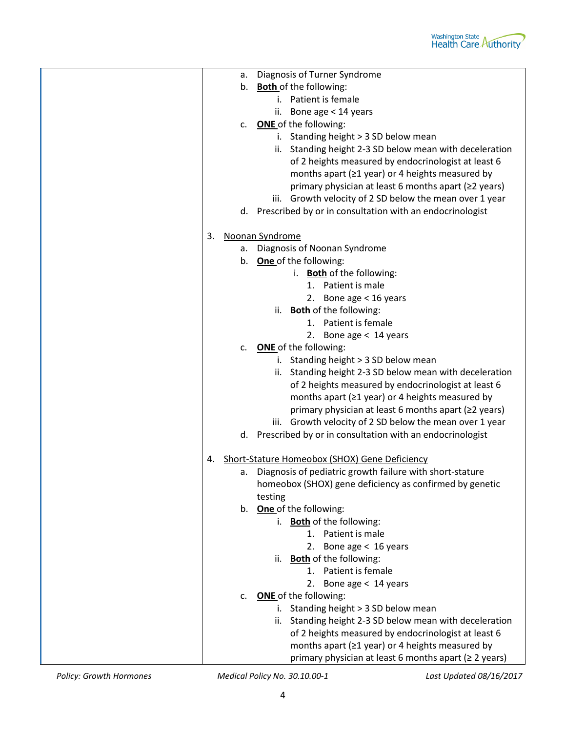a. Diagnosis of Turner Syndrome
b. **Both** of the following:
   i. Patient is female
   ii. Bone age < 14 years
c. **ONE** of the following:
   i. Standing height > 3 SD below mean
   ii. Standing height 2-3 SD below mean with deceleration of 2 heights measured by endocrinologist at least 6 months apart (≥1 year) or 4 heights measured by primary physician at least 6 months apart (≥2 years)
   iii. Growth velocity of 2 SD below the mean over 1 year
d. Prescribed by or in consultation with an endocrinologist

3. Noonan Syndrome
   a. Diagnosis of Noonan Syndrome
   b. **One** of the following:
      i. **Both** of the following:
         1. Patient is male
         2. Bone age < 16 years
      ii. **Both** of the following:
         1. Patient is female
         2. Bone age < 14 years
   c. **ONE** of the following:
      i. Standing height > 3 SD below mean
      ii. Standing height 2-3 SD below mean with deceleration of 2 heights measured by endocrinologist at least 6 months apart (≥1 year) or 4 heights measured by primary physician at least 6 months apart (≥2 years)
      iii. Growth velocity of 2 SD below the mean over 1 year
   d. Prescribed by or in consultation with an endocrinologist

4. Short-Stature Homeobox (SHOX) Gene Deficiency
   a. Diagnosis of pediatric growth failure with short-stature homeobox (SHOX) gene deficiency as confirmed by genetic testing
   b. **One** of the following:
      i. **Both** of the following:
         1. Patient is male
         2. Bone age < 16 years
      ii. **Both** of the following:
         1. Patient is female
         2. Bone age < 14 years
   c. **ONE** of the following:
      i. Standing height > 3 SD below mean
      ii. Standing height 2-3 SD below mean with deceleration of 2 heights measured by endocrinologist at least 6 months apart (≥1 year) or 4 heights measured by primary physician at least 6 months apart (≥ 2 years)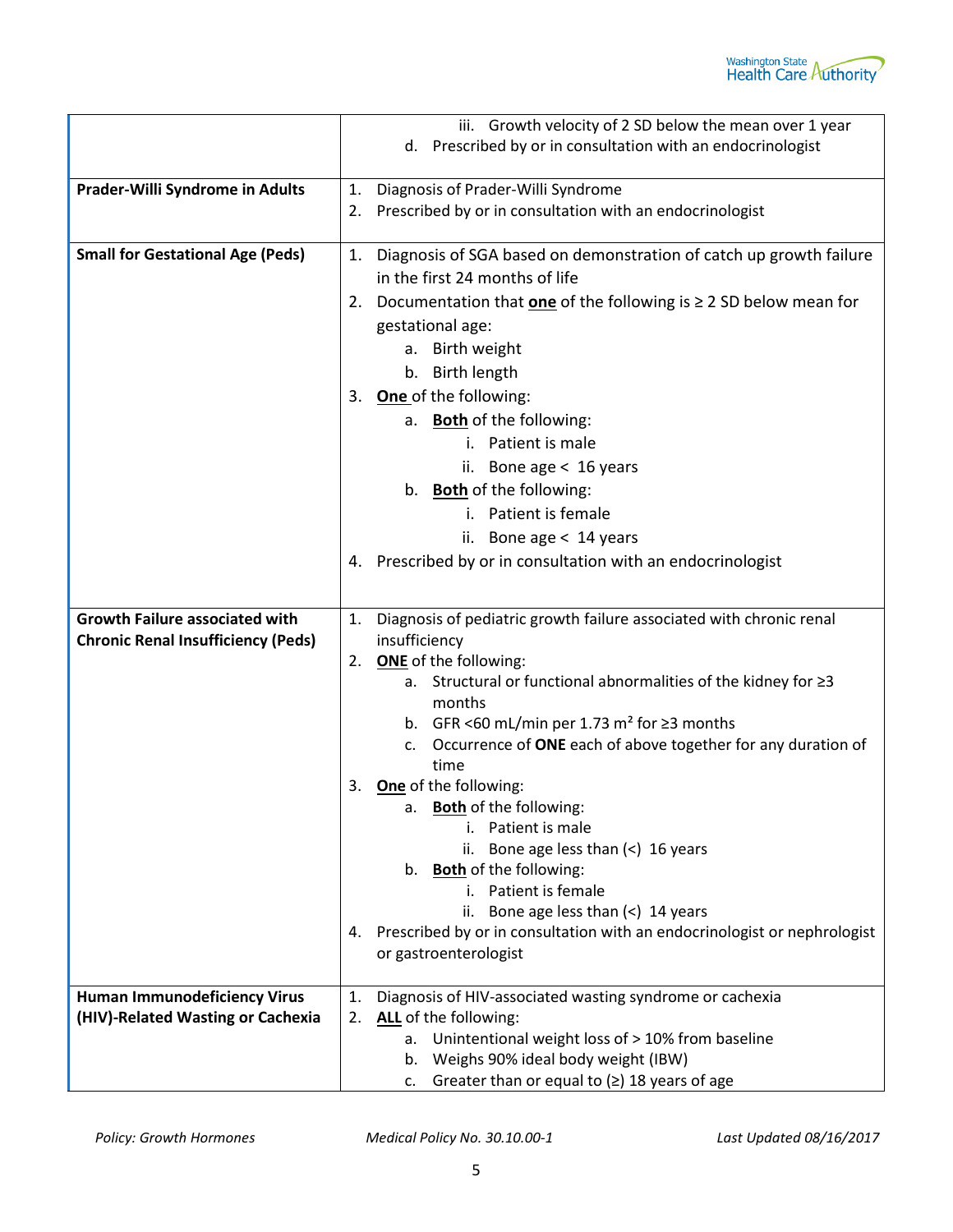| | |
|---|---|
| | iii. Growth velocity of 2 SD below the mean over 1 year<br>d. Prescribed by or in consultation with an endocrinologist |
| **Prader-Willi Syndrome in Adults** | 1. Diagnosis of Prader-Willi Syndrome<br>2. Prescribed by or in consultation with an endocrinologist |
| **Small for Gestational Age (Peds)** | 1. Diagnosis of SGA based on demonstration of catch up growth failure in the first 24 months of life<br>2. Documentation that **<u>one</u>** of the following is ≥ 2 SD below mean for gestational age:<br>a. Birth weight<br>b. Birth length<br>3. **<u>One</u>** of the following:<br>a. **<u>Both</u>** of the following:<br>i. Patient is male<br>ii. Bone age < 16 years<br>b. **<u>Both</u>** of the following:<br>i. Patient is female<br>ii. Bone age < 14 years<br>4. Prescribed by or in consultation with an endocrinologist |
| **Growth Failure associated with Chronic Renal Insufficiency (Peds)** | 1. Diagnosis of pediatric growth failure associated with chronic renal insufficiency<br>2. **<u>ONE</u>** of the following:<br>a. Structural or functional abnormalities of the kidney for ≥3 months<br>b. GFR <60 mL/min per 1.73 $m^2$ for ≥3 months<br>c. Occurrence of **ONE** each of above together for any duration of time<br>3. **<u>One</u>** of the following:<br>a. **<u>Both</u>** of the following:<br>i. Patient is male<br>ii. Bone age less than (<) 16 years<br>b. **<u>Both</u>** of the following:<br>i. Patient is female<br>ii. Bone age less than (<) 14 years<br>4. Prescribed by or in consultation with an endocrinologist or nephrologist or gastroenterologist |
| **Human Immunodeficiency Virus (HIV)-Related Wasting or Cachexia** | 1. Diagnosis of HIV-associated wasting syndrome or cachexia<br>2. **<u>ALL</u>** of the following:<br>a. Unintentional weight loss of > 10% from baseline<br>b. Weighs 90% ideal body weight (IBW)<br>c. Greater than or equal to (≥) 18 years of age |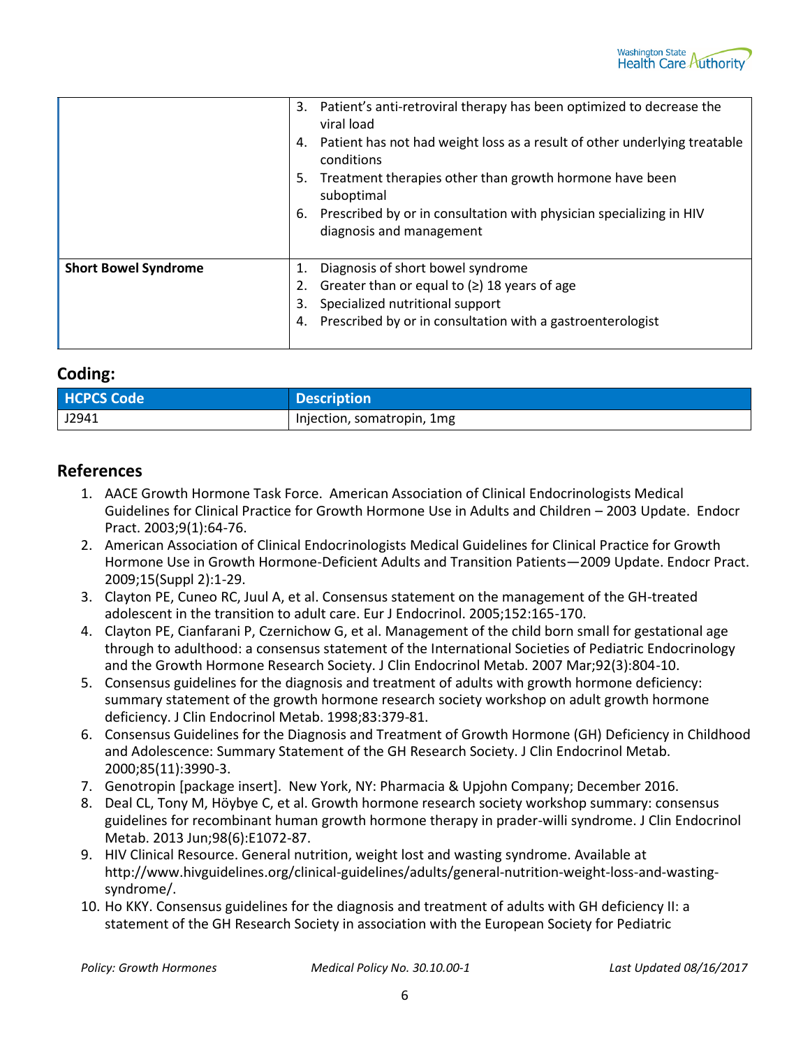| | |
|---|---|
| | 3. Patient's anti-retroviral therapy has been optimized to decrease the viral load<br>4. Patient has not had weight loss as a result of other underlying treatable conditions<br>5. Treatment therapies other than growth hormone have been suboptimal<br>6. Prescribed by or in consultation with physician specializing in HIV diagnosis and management |
| **Short Bowel Syndrome** | 1. Diagnosis of short bowel syndrome<br>2. Greater than or equal to (≥) 18 years of age<br>3. Specialized nutritional support<br>4. Prescribed by or in consultation with a gastroenterologist |

## Coding:

| HCPCS Code | Description |
|---|---|
| J2941 | Injection, somatropin, 1mg |

## References

1. AACE Growth Hormone Task Force. American Association of Clinical Endocrinologists Medical Guidelines for Clinical Practice for Growth Hormone Use in Adults and Children – 2003 Update. Endocr Pract. 2003;9(1):64-76.
2. American Association of Clinical Endocrinologists Medical Guidelines for Clinical Practice for Growth Hormone Use in Growth Hormone-Deficient Adults and Transition Patients—2009 Update. Endocr Pract. 2009;15(Suppl 2):1-29.
3. Clayton PE, Cuneo RC, Juul A, et al. Consensus statement on the management of the GH-treated adolescent in the transition to adult care. Eur J Endocrinol. 2005;152:165-170.
4. Clayton PE, Cianfarani P, Czernichow G, et al. Management of the child born small for gestational age through to adulthood: a consensus statement of the International Societies of Pediatric Endocrinology and the Growth Hormone Research Society. J Clin Endocrinol Metab. 2007 Mar;92(3):804-10.
5. Consensus guidelines for the diagnosis and treatment of adults with growth hormone deficiency: summary statement of the growth hormone research society workshop on adult growth hormone deficiency. J Clin Endocrinol Metab. 1998;83:379-81.
6. Consensus Guidelines for the Diagnosis and Treatment of Growth Hormone (GH) Deficiency in Childhood and Adolescence: Summary Statement of the GH Research Society. J Clin Endocrinol Metab. 2000;85(11):3990-3.
7. Genotropin [package insert]. New York, NY: Pharmacia & Upjohn Company; December 2016.
8. Deal CL, Tony M, Höybye C, et al. Growth hormone research society workshop summary: consensus guidelines for recombinant human growth hormone therapy in prader-willi syndrome. J Clin Endocrinol Metab. 2013 Jun;98(6):E1072-87.
9. HIV Clinical Resource. General nutrition, weight lost and wasting syndrome. Available at http://www.hivguidelines.org/clinical-guidelines/adults/general-nutrition-weight-loss-and-wasting-syndrome/.
10. Ho KKY. Consensus guidelines for the diagnosis and treatment of adults with GH deficiency II: a statement of the GH Research Society in association with the European Society for Pediatric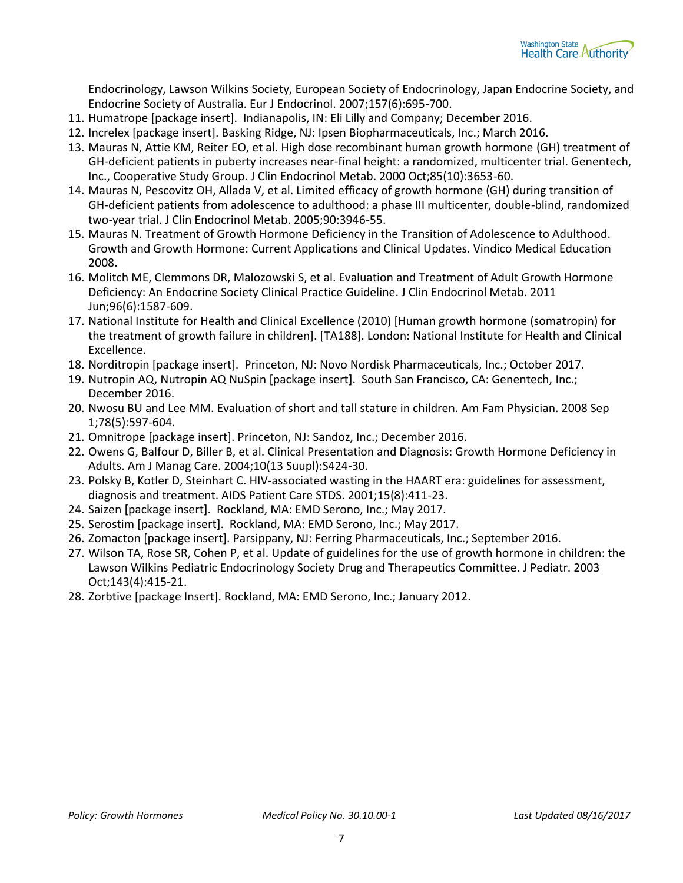Endocrinology, Lawson Wilkins Society, European Society of Endocrinology, Japan Endocrine Society, and Endocrine Society of Australia. Eur J Endocrinol. 2007;157(6):695-700.

11. Humatrope [package insert]. Indianapolis, IN: Eli Lilly and Company; December 2016.
12. Increlex [package insert]. Basking Ridge, NJ: Ipsen Biopharmaceuticals, Inc.; March 2016.
13. Mauras N, Attie KM, Reiter EO, et al. High dose recombinant human growth hormone (GH) treatment of GH-deficient patients in puberty increases near-final height: a randomized, multicenter trial. Genentech, Inc., Cooperative Study Group. J Clin Endocrinol Metab. 2000 Oct;85(10):3653-60.
14. Mauras N, Pescovitz OH, Allada V, et al. Limited efficacy of growth hormone (GH) during transition of GH-deficient patients from adolescence to adulthood: a phase III multicenter, double-blind, randomized two-year trial. J Clin Endocrinol Metab. 2005;90:3946-55.
15. Mauras N. Treatment of Growth Hormone Deficiency in the Transition of Adolescence to Adulthood. Growth and Growth Hormone: Current Applications and Clinical Updates. Vindico Medical Education 2008.
16. Molitch ME, Clemmons DR, Malozowski S, et al. Evaluation and Treatment of Adult Growth Hormone Deficiency: An Endocrine Society Clinical Practice Guideline. J Clin Endocrinol Metab. 2011 Jun;96(6):1587-609.
17. National Institute for Health and Clinical Excellence (2010) [Human growth hormone (somatropin) for the treatment of growth failure in children]. [TA188]. London: National Institute for Health and Clinical Excellence.
18. Norditropin [package insert]. Princeton, NJ: Novo Nordisk Pharmaceuticals, Inc.; October 2017.
19. Nutropin AQ, Nutropin AQ NuSpin [package insert]. South San Francisco, CA: Genentech, Inc.; December 2016.
20. Nwosu BU and Lee MM. Evaluation of short and tall stature in children. Am Fam Physician. 2008 Sep 1;78(5):597-604.
21. Omnitrope [package insert]. Princeton, NJ: Sandoz, Inc.; December 2016.
22. Owens G, Balfour D, Biller B, et al. Clinical Presentation and Diagnosis: Growth Hormone Deficiency in Adults. Am J Manag Care. 2004;10(13 Suupl):S424-30.
23. Polsky B, Kotler D, Steinhart C. HIV-associated wasting in the HAART era: guidelines for assessment, diagnosis and treatment. AIDS Patient Care STDS. 2001;15(8):411-23.
24. Saizen [package insert]. Rockland, MA: EMD Serono, Inc.; May 2017.
25. Serostim [package insert]. Rockland, MA: EMD Serono, Inc.; May 2017.
26. Zomacton [package insert]. Parsippany, NJ: Ferring Pharmaceuticals, Inc.; September 2016.
27. Wilson TA, Rose SR, Cohen P, et al. Update of guidelines for the use of growth hormone in children: the Lawson Wilkins Pediatric Endocrinology Society Drug and Therapeutics Committee. J Pediatr. 2003 Oct;143(4):415-21.
28. Zorbtive [package Insert]. Rockland, MA: EMD Serono, Inc.; January 2012.